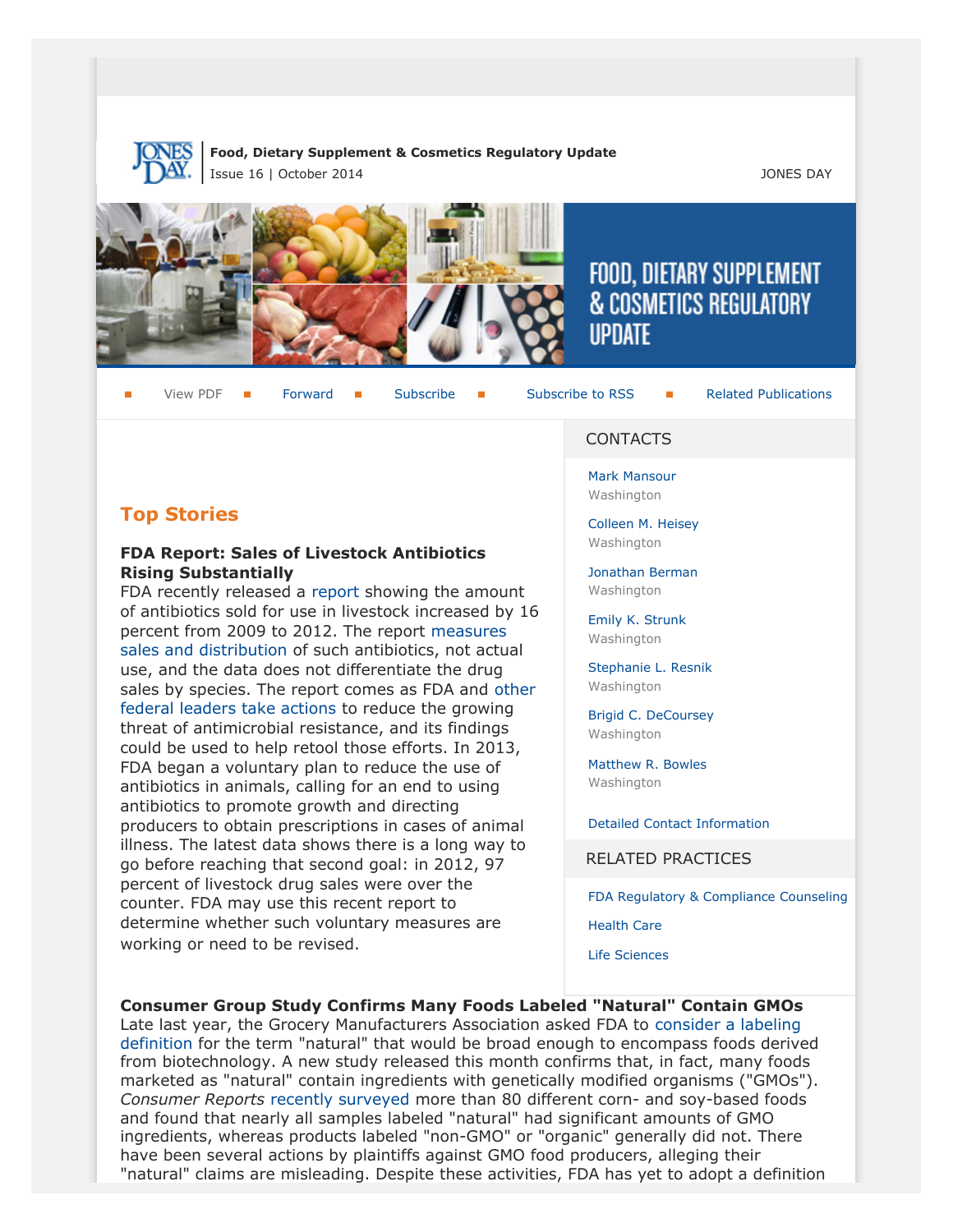**Food, Dietary Supplement & Cosmetics Regulatory Update**
Issue 16 | October 2014

JONES DAY

View PDF | Forward | Subscribe | Subscribe to RSS | Related Publications

## Top Stories

### FDA Report: Sales of Livestock Antibiotics Rising Substantially

FDA recently released a report showing the amount of antibiotics sold for use in livestock increased by 16 percent from 2009 to 2012. The report measures sales and distribution of such antibiotics, not actual use, and the data does not differentiate the drug sales by species. The report comes as FDA and other federal leaders take actions to reduce the growing threat of antimicrobial resistance, and its findings could be used to help retool those efforts. In 2013, FDA began a voluntary plan to reduce the use of antibiotics in animals, calling for an end to using antibiotics to promote growth and directing producers to obtain prescriptions in cases of animal illness. The latest data shows there is a long way to go before reaching that second goal: in 2012, 97 percent of livestock drug sales were over the counter. FDA may use this recent report to determine whether such voluntary measures are working or need to be revised.

### Consumer Group Study Confirms Many Foods Labeled "Natural" Contain GMOs

Late last year, the Grocery Manufacturers Association asked FDA to consider a labeling definition for the term "natural" that would be broad enough to encompass foods derived from biotechnology. A new study released this month confirms that, in fact, many foods marketed as "natural" contain ingredients with genetically modified organisms ("GMOs"). *Consumer Reports* recently surveyed more than 80 different corn- and soy-based foods and found that nearly all samples labeled "natural" had significant amounts of GMO ingredients, whereas products labeled "non-GMO" or "organic" generally did not. There have been several actions by plaintiffs against GMO food producers, alleging their "natural" claims are misleading. Despite these activities, FDA has yet to adopt a definition

## CONTACTS

Mark Mansour
Washington

Colleen M. Heisey
Washington

Jonathan Berman
Washington

Emily K. Strunk
Washington

Stephanie L. Resnik
Washington

Brigid C. DeCoursey
Washington

Matthew R. Bowles
Washington

Detailed Contact Information

## RELATED PRACTICES

FDA Regulatory & Compliance Counseling

Health Care

Life Sciences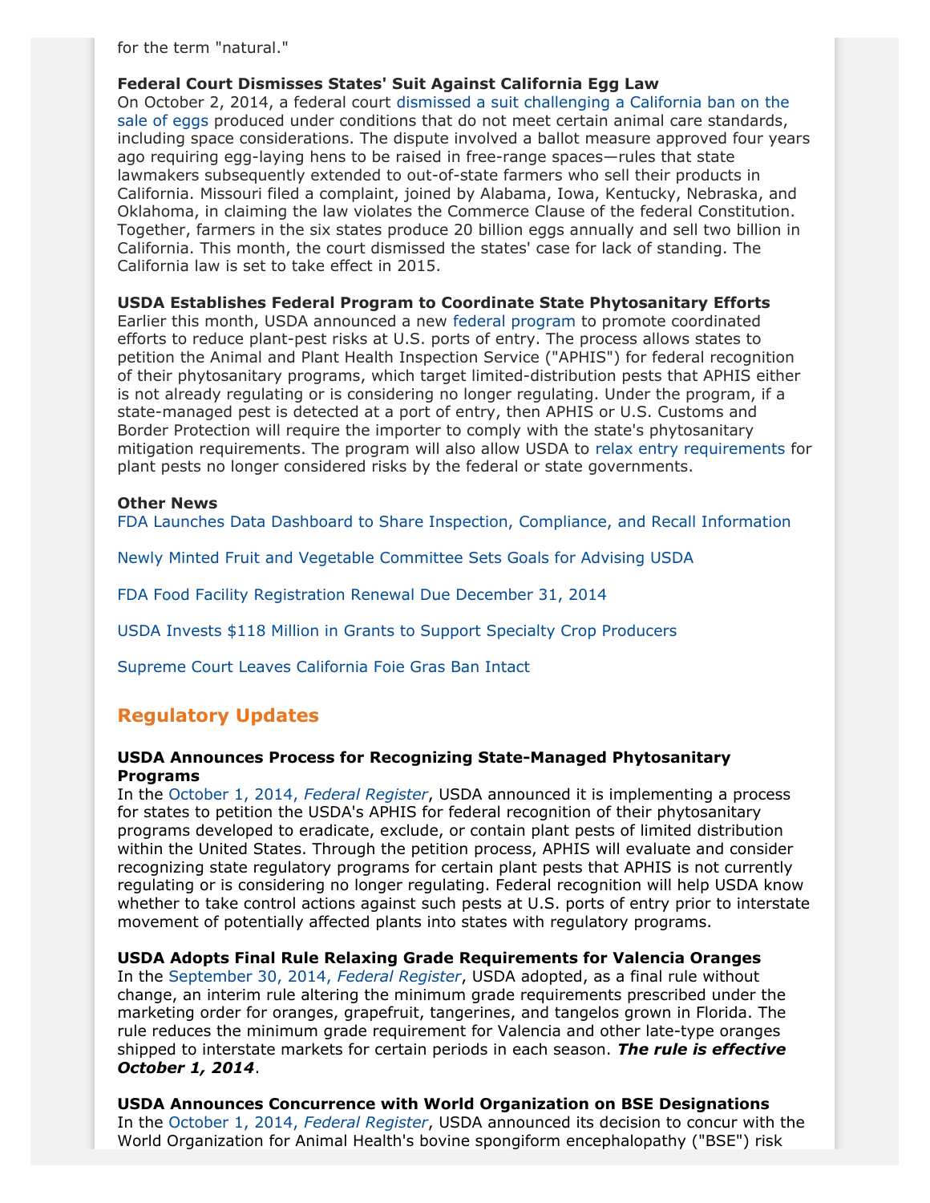for the term "natural."

**Federal Court Dismisses States' Suit Against California Egg Law**
On October 2, 2014, a federal court dismissed a suit challenging a California ban on the sale of eggs produced under conditions that do not meet certain animal care standards, including space considerations. The dispute involved a ballot measure approved four years ago requiring egg-laying hens to be raised in free-range spaces—rules that state lawmakers subsequently extended to out-of-state farmers who sell their products in California. Missouri filed a complaint, joined by Alabama, Iowa, Kentucky, Nebraska, and Oklahoma, in claiming the law violates the Commerce Clause of the federal Constitution. Together, farmers in the six states produce 20 billion eggs annually and sell two billion in California. This month, the court dismissed the states' case for lack of standing. The California law is set to take effect in 2015.

**USDA Establishes Federal Program to Coordinate State Phytosanitary Efforts**
Earlier this month, USDA announced a new federal program to promote coordinated efforts to reduce plant-pest risks at U.S. ports of entry. The process allows states to petition the Animal and Plant Health Inspection Service ("APHIS") for federal recognition of their phytosanitary programs, which target limited-distribution pests that APHIS either is not already regulating or is considering no longer regulating. Under the program, if a state-managed pest is detected at a port of entry, then APHIS or U.S. Customs and Border Protection will require the importer to comply with the state's phytosanitary mitigation requirements. The program will also allow USDA to relax entry requirements for plant pests no longer considered risks by the federal or state governments.

**Other News**

FDA Launches Data Dashboard to Share Inspection, Compliance, and Recall Information

Newly Minted Fruit and Vegetable Committee Sets Goals for Advising USDA

FDA Food Facility Registration Renewal Due December 31, 2014

USDA Invests $118 Million in Grants to Support Specialty Crop Producers

Supreme Court Leaves California Foie Gras Ban Intact

## Regulatory Updates

**USDA Announces Process for Recognizing State-Managed Phytosanitary Programs**
In the October 1, 2014, *Federal Register*, USDA announced it is implementing a process for states to petition the USDA's APHIS for federal recognition of their phytosanitary programs developed to eradicate, exclude, or contain plant pests of limited distribution within the United States. Through the petition process, APHIS will evaluate and consider recognizing state regulatory programs for certain plant pests that APHIS is not currently regulating or is considering no longer regulating. Federal recognition will help USDA know whether to take control actions against such pests at U.S. ports of entry prior to interstate movement of potentially affected plants into states with regulatory programs.

**USDA Adopts Final Rule Relaxing Grade Requirements for Valencia Oranges**
In the September 30, 2014, *Federal Register*, USDA adopted, as a final rule without change, an interim rule altering the minimum grade requirements prescribed under the marketing order for oranges, grapefruit, tangerines, and tangelos grown in Florida. The rule reduces the minimum grade requirement for Valencia and other late-type oranges shipped to interstate markets for certain periods in each season. ***The rule is effective October 1, 2014***.

**USDA Announces Concurrence with World Organization on BSE Designations**
In the October 1, 2014, *Federal Register*, USDA announced its decision to concur with the World Organization for Animal Health's bovine spongiform encephalopathy ("BSE") risk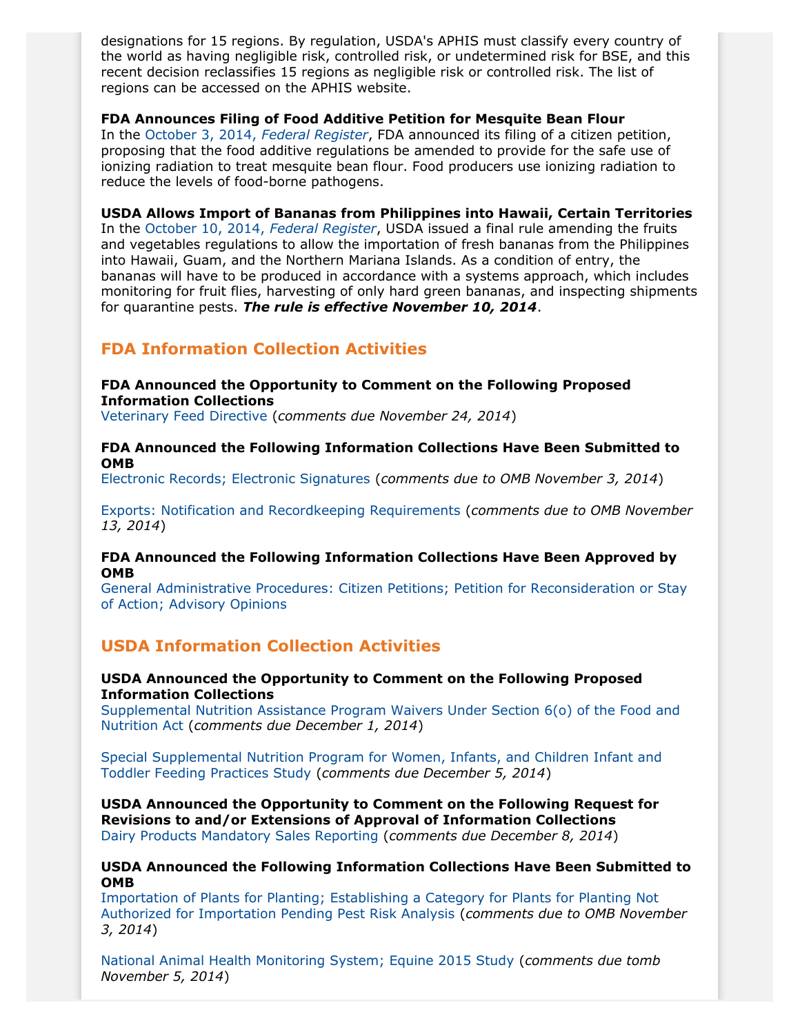designations for 15 regions. By regulation, USDA's APHIS must classify every country of the world as having negligible risk, controlled risk, or undetermined risk for BSE, and this recent decision reclassifies 15 regions as negligible risk or controlled risk. The list of regions can be accessed on the APHIS website.

**FDA Announces Filing of Food Additive Petition for Mesquite Bean Flour**
In the October 3, 2014, *Federal Register*, FDA announced its filing of a citizen petition, proposing that the food additive regulations be amended to provide for the safe use of ionizing radiation to treat mesquite bean flour. Food producers use ionizing radiation to reduce the levels of food-borne pathogens.

**USDA Allows Import of Bananas from Philippines into Hawaii, Certain Territories**
In the October 10, 2014, *Federal Register*, USDA issued a final rule amending the fruits and vegetables regulations to allow the importation of fresh bananas from the Philippines into Hawaii, Guam, and the Northern Mariana Islands. As a condition of entry, the bananas will have to be produced in accordance with a systems approach, which includes monitoring for fruit flies, harvesting of only hard green bananas, and inspecting shipments for quarantine pests. ***The rule is effective November 10, 2014***.

## FDA Information Collection Activities

**FDA Announced the Opportunity to Comment on the Following Proposed Information Collections**
Veterinary Feed Directive (*comments due November 24, 2014*)

**FDA Announced the Following Information Collections Have Been Submitted to OMB**
Electronic Records; Electronic Signatures (*comments due to OMB November 3, 2014*)

Exports: Notification and Recordkeeping Requirements (*comments due to OMB November 13, 2014*)

**FDA Announced the Following Information Collections Have Been Approved by OMB**
General Administrative Procedures: Citizen Petitions; Petition for Reconsideration or Stay of Action; Advisory Opinions

## USDA Information Collection Activities

**USDA Announced the Opportunity to Comment on the Following Proposed Information Collections**
Supplemental Nutrition Assistance Program Waivers Under Section 6(o) of the Food and Nutrition Act (*comments due December 1, 2014*)

Special Supplemental Nutrition Program for Women, Infants, and Children Infant and Toddler Feeding Practices Study (*comments due December 5, 2014*)

**USDA Announced the Opportunity to Comment on the Following Request for Revisions to and/or Extensions of Approval of Information Collections**
Dairy Products Mandatory Sales Reporting (*comments due December 8, 2014*)

**USDA Announced the Following Information Collections Have Been Submitted to OMB**
Importation of Plants for Planting; Establishing a Category for Plants for Planting Not Authorized for Importation Pending Pest Risk Analysis (*comments due to OMB November 3, 2014*)

National Animal Health Monitoring System; Equine 2015 Study (*comments due tomb November 5, 2014*)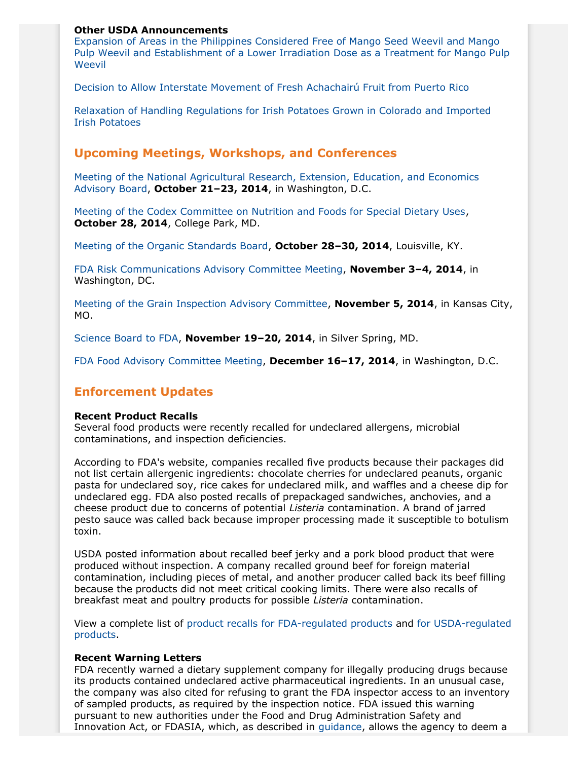**Other USDA Announcements**

Expansion of Areas in the Philippines Considered Free of Mango Seed Weevil and Mango Pulp Weevil and Establishment of a Lower Irradiation Dose as a Treatment for Mango Pulp Weevil

Decision to Allow Interstate Movement of Fresh Achachairú Fruit from Puerto Rico

Relaxation of Handling Regulations for Irish Potatoes Grown in Colorado and Imported Irish Potatoes

## Upcoming Meetings, Workshops, and Conferences

Meeting of the National Agricultural Research, Extension, Education, and Economics Advisory Board, **October 21–23, 2014**, in Washington, D.C.

Meeting of the Codex Committee on Nutrition and Foods for Special Dietary Uses, **October 28, 2014**, College Park, MD.

Meeting of the Organic Standards Board, **October 28–30, 2014**, Louisville, KY.

FDA Risk Communications Advisory Committee Meeting, **November 3–4, 2014**, in Washington, DC.

Meeting of the Grain Inspection Advisory Committee, **November 5, 2014**, in Kansas City, MO.

Science Board to FDA, **November 19–20, 2014**, in Silver Spring, MD.

FDA Food Advisory Committee Meeting, **December 16–17, 2014**, in Washington, D.C.

## Enforcement Updates

**Recent Product Recalls**

Several food products were recently recalled for undeclared allergens, microbial contaminations, and inspection deficiencies.

According to FDA's website, companies recalled five products because their packages did not list certain allergenic ingredients: chocolate cherries for undeclared peanuts, organic pasta for undeclared soy, rice cakes for undeclared milk, and waffles and a cheese dip for undeclared egg. FDA also posted recalls of prepackaged sandwiches, anchovies, and a cheese product due to concerns of potential *Listeria* contamination. A brand of jarred pesto sauce was called back because improper processing made it susceptible to botulism toxin.

USDA posted information about recalled beef jerky and a pork blood product that were produced without inspection. A company recalled ground beef for foreign material contamination, including pieces of metal, and another producer called back its beef filling because the products did not meet critical cooking limits. There were also recalls of breakfast meat and poultry products for possible *Listeria* contamination.

View a complete list of product recalls for FDA-regulated products and for USDA-regulated products.

**Recent Warning Letters**

FDA recently warned a dietary supplement company for illegally producing drugs because its products contained undeclared active pharmaceutical ingredients. In an unusual case, the company was also cited for refusing to grant the FDA inspector access to an inventory of sampled products, as required by the inspection notice. FDA issued this warning pursuant to new authorities under the Food and Drug Administration Safety and Innovation Act, or FDASIA, which, as described in guidance, allows the agency to deem a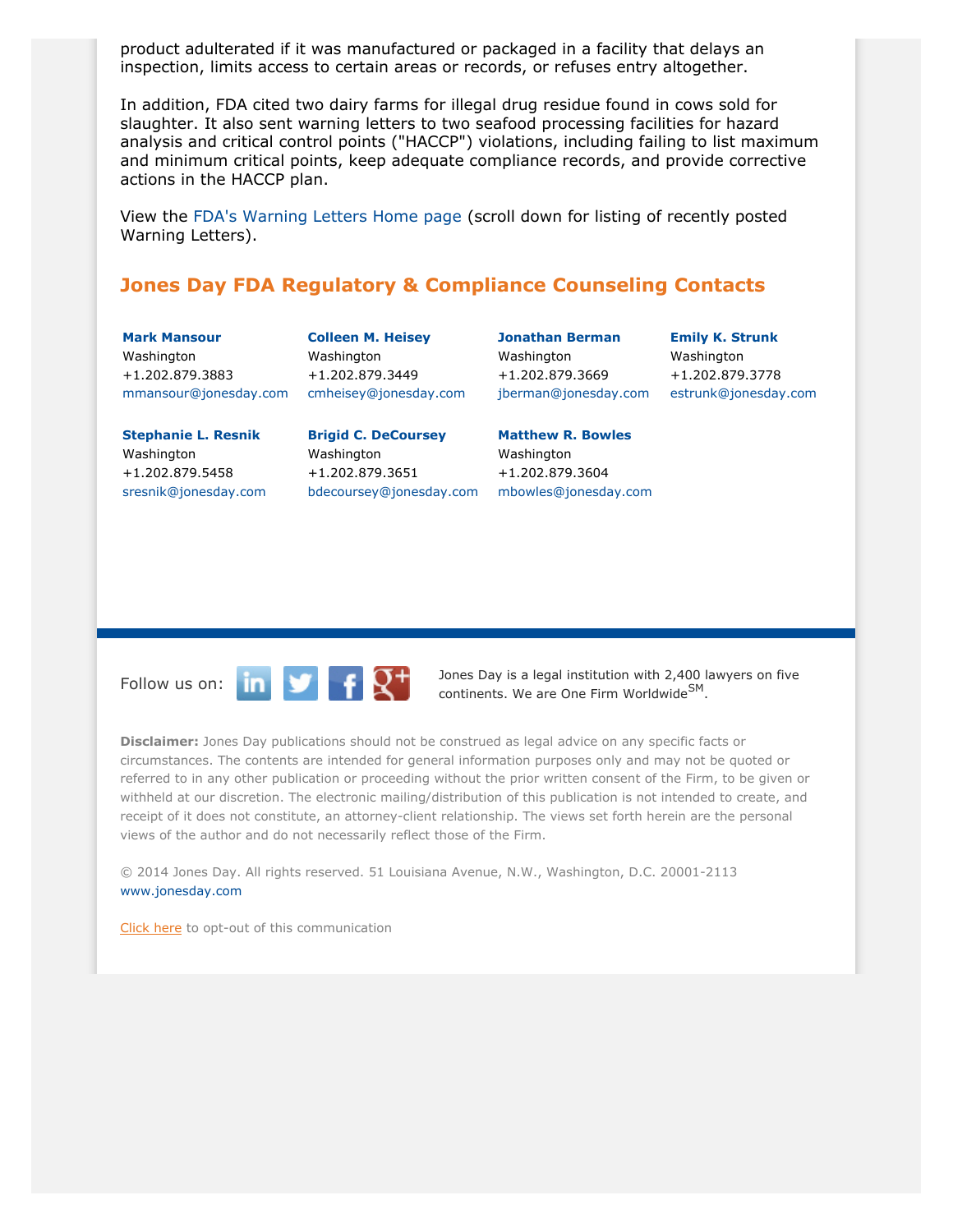product adulterated if it was manufactured or packaged in a facility that delays an inspection, limits access to certain areas or records, or refuses entry altogether.

In addition, FDA cited two dairy farms for illegal drug residue found in cows sold for slaughter. It also sent warning letters to two seafood processing facilities for hazard analysis and critical control points ("HACCP") violations, including failing to list maximum and minimum critical points, keep adequate compliance records, and provide corrective actions in the HACCP plan.

View the FDA's Warning Letters Home page (scroll down for listing of recently posted Warning Letters).

## Jones Day FDA Regulatory & Compliance Counseling Contacts

**Mark Mansour**
Washington
+1.202.879.3883
mmansour@jonesday.com

**Colleen M. Heisey**
Washington
+1.202.879.3449
cmheisey@jonesday.com

**Jonathan Berman**
Washington
+1.202.879.3669
jberman@jonesday.com

**Emily K. Strunk**
Washington
+1.202.879.3778
estrunk@jonesday.com

**Stephanie L. Resnik**
Washington
+1.202.879.5458
sresnik@jonesday.com

**Brigid C. DeCoursey**
Washington
+1.202.879.3651
bdecoursey@jonesday.com

**Matthew R. Bowles**
Washington
+1.202.879.3604
mbowles@jonesday.com

Follow us on:

Jones Day is a legal institution with 2,400 lawyers on five continents. We are One Firm Worldwide℠.

**Disclaimer:** Jones Day publications should not be construed as legal advice on any specific facts or circumstances. The contents are intended for general information purposes only and may not be quoted or referred to in any other publication or proceeding without the prior written consent of the Firm, to be given or withheld at our discretion. The electronic mailing/distribution of this publication is not intended to create, and receipt of it does not constitute, an attorney-client relationship. The views set forth herein are the personal views of the author and do not necessarily reflect those of the Firm.

© 2014 Jones Day. All rights reserved. 51 Louisiana Avenue, N.W., Washington, D.C. 20001-2113
www.jonesday.com

Click here to opt-out of this communication